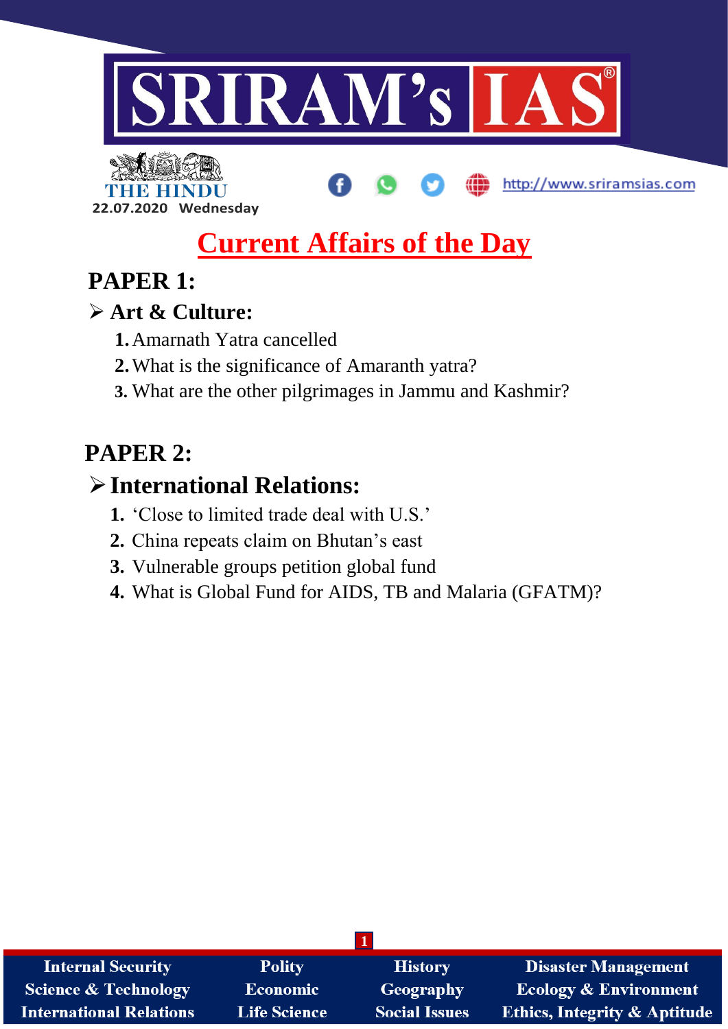22.07.2020 Wednesday

# Current Affairs of the Day

## PAPER 1:

### ➢ Art & Culture:

1. Amarnath Yatra cancelled
2. What is the significance of Amaranth yatra?
3. What are the other pilgrimages in Jammu and Kashmir?

## PAPER 2:

### ➢ International Relations:

1. 'Close to limited trade deal with U.S.'
2. China repeats claim on Bhutan's east
3. Vulnerable groups petition global fund
4. What is Global Fund for AIDS, TB and Malaria (GFATM)?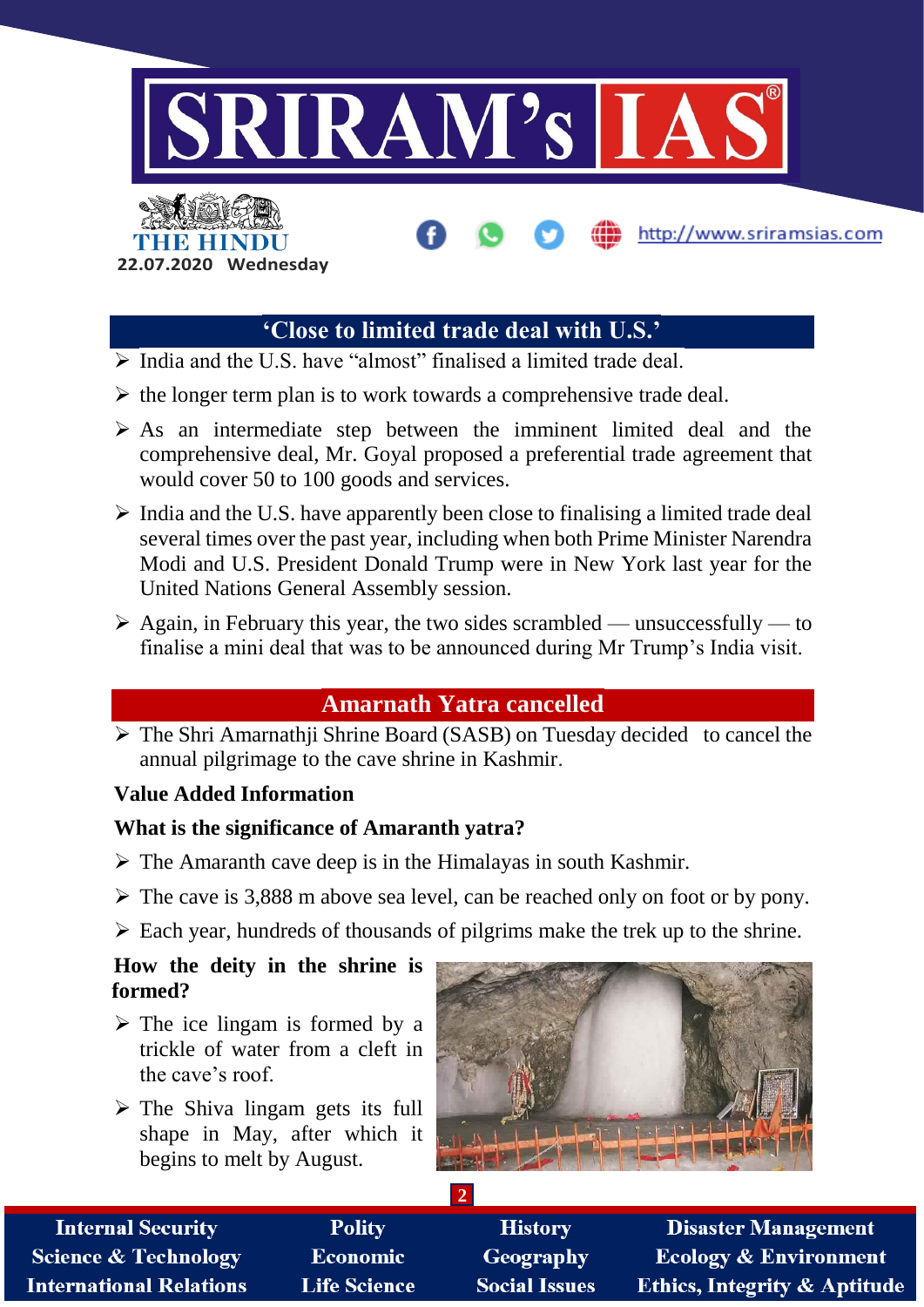## 'Close to limited trade deal with U.S.'

- India and the U.S. have "almost" finalised a limited trade deal.
- the longer term plan is to work towards a comprehensive trade deal.
- As an intermediate step between the imminent limited deal and the comprehensive deal, Mr. Goyal proposed a preferential trade agreement that would cover 50 to 100 goods and services.
- India and the U.S. have apparently been close to finalising a limited trade deal several times over the past year, including when both Prime Minister Narendra Modi and U.S. President Donald Trump were in New York last year for the United Nations General Assembly session.
- Again, in February this year, the two sides scrambled — unsuccessfully — to finalise a mini deal that was to be announced during Mr Trump's India visit.

## Amarnath Yatra cancelled

- The Shri Amarnathji Shrine Board (SASB) on Tuesday decided to cancel the annual pilgrimage to the cave shrine in Kashmir.

**Value Added Information**

**What is the significance of Amaranth yatra?**

- The Amaranth cave deep is in the Himalayas in south Kashmir.
- The cave is 3,888 m above sea level, can be reached only on foot or by pony.
- Each year, hundreds of thousands of pilgrims make the trek up to the shrine.

**How the deity in the shrine is formed?**

- The ice lingam is formed by a trickle of water from a cleft in the cave's roof.
- The Shiva lingam gets its full shape in May, after which it begins to melt by August.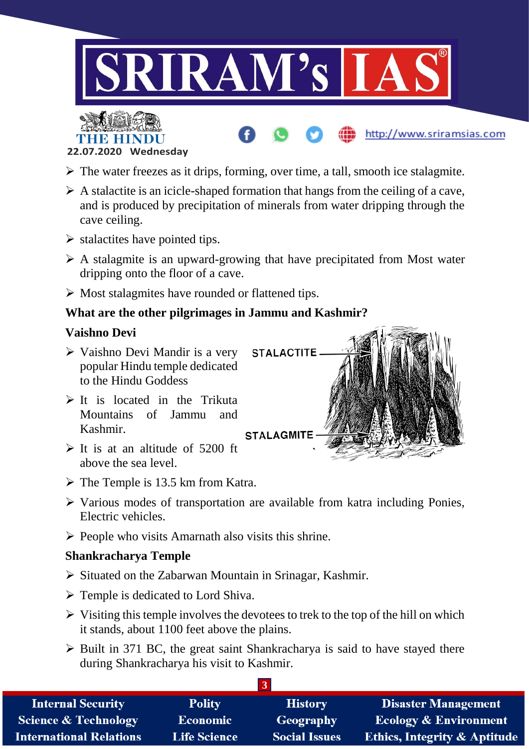- The water freezes as it drips, forming, over time, a tall, smooth ice stalagmite.
- A stalactite is an icicle-shaped formation that hangs from the ceiling of a cave, and is produced by precipitation of minerals from water dripping through the cave ceiling.
- stalactites have pointed tips.
- A stalagmite is an upward-growing that have precipitated from Most water dripping onto the floor of a cave.
- Most stalagmites have rounded or flattened tips.

**What are the other pilgrimages in Jammu and Kashmir?**

**Vaishno Devi**

- Vaishno Devi Mandir is a very popular Hindu temple dedicated to the Hindu Goddess
- It is located in the Trikuta Mountains of Jammu and Kashmir.
- It is at an altitude of 5200 ft above the sea level.

STALACTITE

STALAGMITE

- The Temple is 13.5 km from Katra.
- Various modes of transportation are available from katra including Ponies, Electric vehicles.
- People who visits Amarnath also visits this shrine.

**Shankracharya Temple**

- Situated on the Zabarwan Mountain in Srinagar, Kashmir.
- Temple is dedicated to Lord Shiva.
- Visiting this temple involves the devotees to trek to the top of the hill on which it stands, about 1100 feet above the plains.
- Built in 371 BC, the great saint Shankracharya is said to have stayed there during Shankracharya his visit to Kashmir.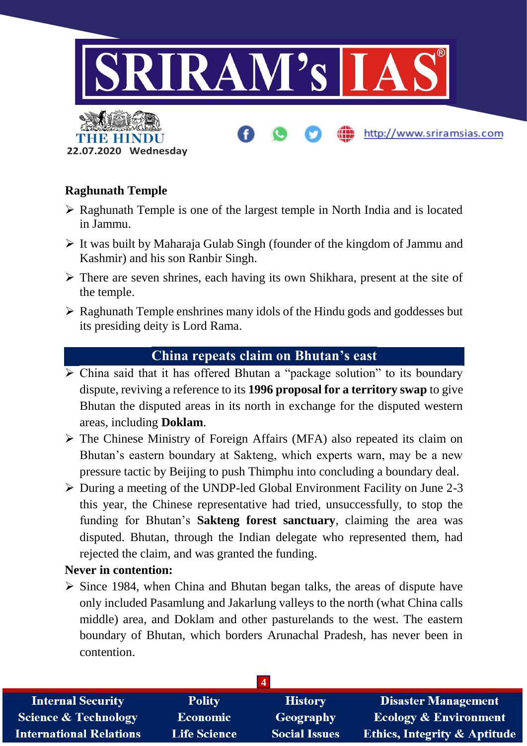### Raghunath Temple

- Raghunath Temple is one of the largest temple in North India and is located in Jammu.
- It was built by Maharaja Gulab Singh (founder of the kingdom of Jammu and Kashmir) and his son Ranbir Singh.
- There are seven shrines, each having its own Shikhara, present at the site of the temple.
- Raghunath Temple enshrines many idols of the Hindu gods and goddesses but its presiding deity is Lord Rama.

## China repeats claim on Bhutan's east

- China said that it has offered Bhutan a "package solution" to its boundary dispute, reviving a reference to its **1996 proposal for a territory swap** to give Bhutan the disputed areas in its north in exchange for the disputed western areas, including **Doklam**.
- The Chinese Ministry of Foreign Affairs (MFA) also repeated its claim on Bhutan's eastern boundary at Sakteng, which experts warn, may be a new pressure tactic by Beijing to push Thimphu into concluding a boundary deal.
- During a meeting of the UNDP-led Global Environment Facility on June 2-3 this year, the Chinese representative had tried, unsuccessfully, to stop the funding for Bhutan's **Sakteng forest sanctuary**, claiming the area was disputed. Bhutan, through the Indian delegate who represented them, had rejected the claim, and was granted the funding.

### Never in contention:

- Since 1984, when China and Bhutan began talks, the areas of dispute have only included Pasamlung and Jakarlung valleys to the north (what China calls middle) area, and Doklam and other pasturelands to the west. The eastern boundary of Bhutan, which borders Arunachal Pradesh, has never been in contention.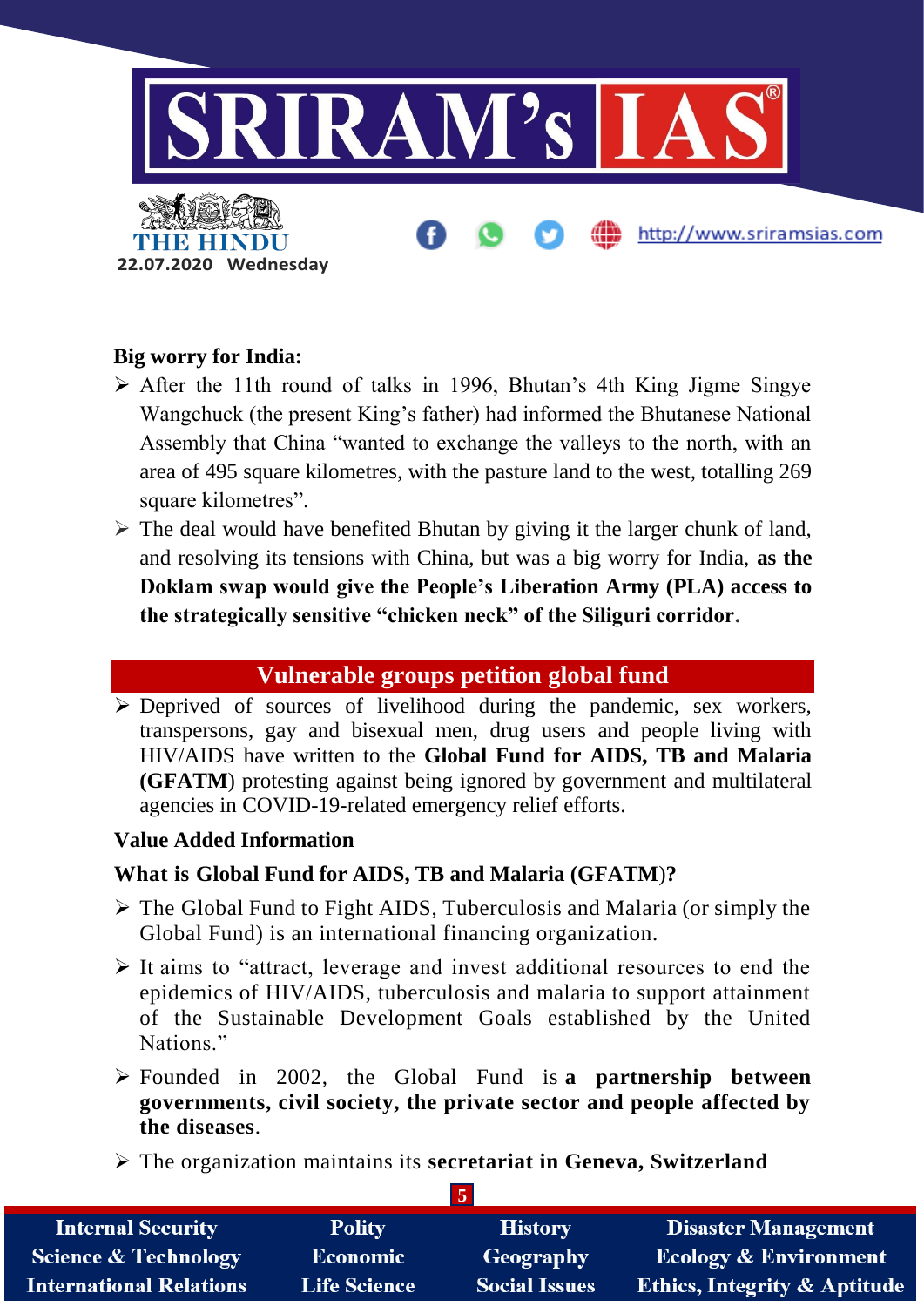**Big worry for India:**

- After the 11th round of talks in 1996, Bhutan's 4th King Jigme Singye Wangchuck (the present King's father) had informed the Bhutanese National Assembly that China "wanted to exchange the valleys to the north, with an area of 495 square kilometres, with the pasture land to the west, totalling 269 square kilometres".
- The deal would have benefited Bhutan by giving it the larger chunk of land, and resolving its tensions with China, but was a big worry for India, **as the Doklam swap would give the People's Liberation Army (PLA) access to the strategically sensitive "chicken neck" of the Siliguri corridor.**

## Vulnerable groups petition global fund

- Deprived of sources of livelihood during the pandemic, sex workers, transpersons, gay and bisexual men, drug users and people living with HIV/AIDS have written to the **Global Fund for AIDS, TB and Malaria (GFATM)** protesting against being ignored by government and multilateral agencies in COVID-19-related emergency relief efforts.

**Value Added Information**

**What is Global Fund for AIDS, TB and Malaria (GFATM)?**

- The Global Fund to Fight AIDS, Tuberculosis and Malaria (or simply the Global Fund) is an international financing organization.
- It aims to "attract, leverage and invest additional resources to end the epidemics of HIV/AIDS, tuberculosis and malaria to support attainment of the Sustainable Development Goals established by the United Nations."
- Founded in 2002, the Global Fund is **a partnership between governments, civil society, the private sector and people affected by the diseases**.
- The organization maintains its **secretariat in Geneva, Switzerland**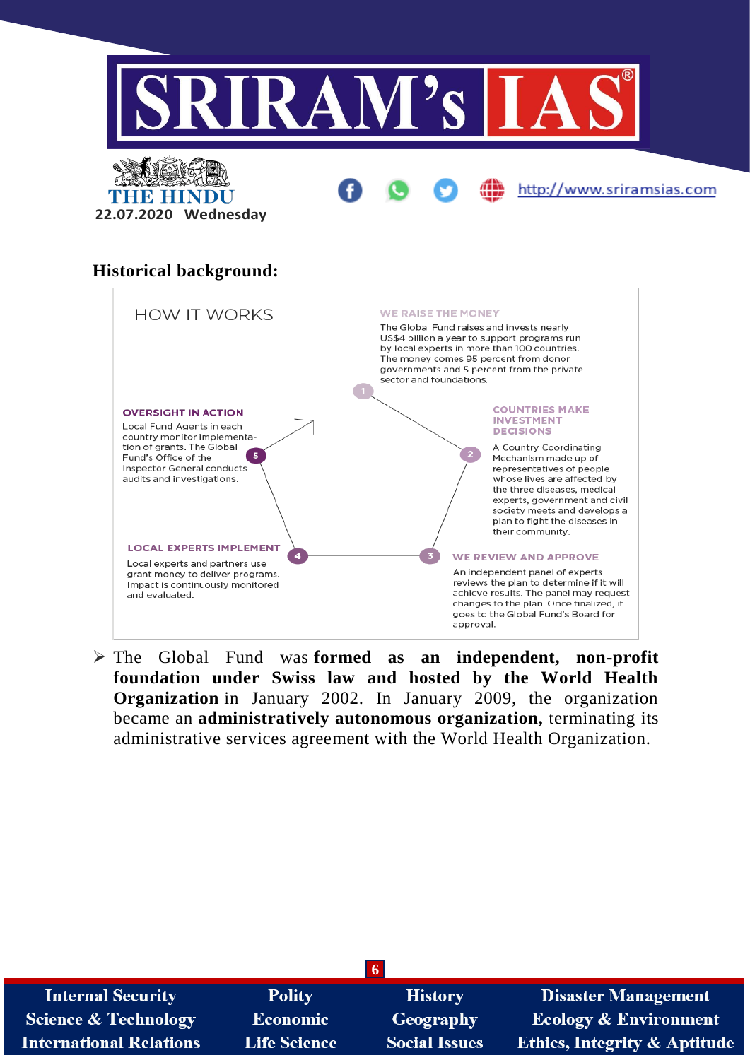### Historical background:

HOW IT WORKS

**1 WE RAISE THE MONEY**

The Global Fund raises and invests nearly US$4 billion a year to support programs run by local experts in more than 100 countries. The money comes 95 percent from donor governments and 5 percent from the private sector and foundations.

**2 COUNTRIES MAKE INVESTMENT DECISIONS**

A Country Coordinating Mechanism made up of representatives of people whose lives are affected by the three diseases, medical experts, government and civil society meets and develops a plan to fight the diseases in their community.

**3 WE REVIEW AND APPROVE**

An independent panel of experts reviews the plan to determine if it will achieve results. The panel may request changes to the plan. Once finalized, it goes to the Global Fund's Board for approval.

**4 LOCAL EXPERTS IMPLEMENT**

Local experts and partners use grant money to deliver programs. Impact is continuously monitored and evaluated.

**5 OVERSIGHT IN ACTION**

Local Fund Agents in each country monitor implementation of grants. The Global Fund's Office of the Inspector General conducts audits and investigations.

- The Global Fund was **formed as an independent, non-profit foundation under Swiss law and hosted by the World Health Organization** in January 2002. In January 2009, the organization became an **administratively autonomous organization,** terminating its administrative services agreement with the World Health Organization.